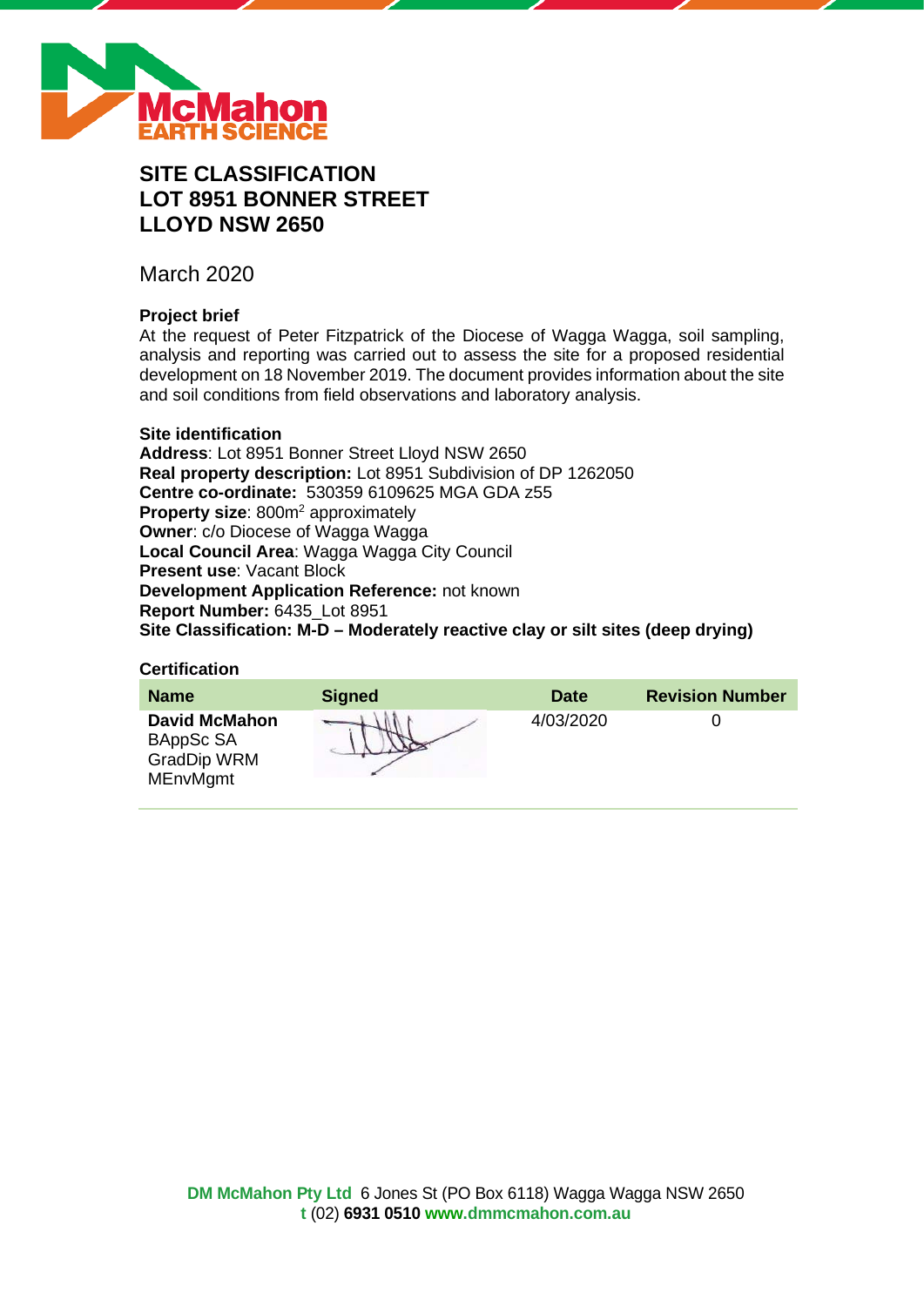# SITE CLASSIFICATION
# LOT 8951 BONNER STREET
# LLOYD NSW 2650

March 2020

### Project brief

At the request of Peter Fitzpatrick of the Diocese of Wagga Wagga, soil sampling, analysis and reporting was carried out to assess the site for a proposed residential development on 18 November 2019. The document provides information about the site and soil conditions from field observations and laboratory analysis.

### Site identification

**Address**: Lot 8951 Bonner Street Lloyd NSW 2650
**Real property description:** Lot 8951 Subdivision of DP 1262050
**Centre co-ordinate:** 530359 6109625 MGA GDA z55
**Property size**: 800m$^2$ approximately
**Owner**: c/o Diocese of Wagga Wagga
**Local Council Area**: Wagga Wagga City Council
**Present use**: Vacant Block
**Development Application Reference:** not known
**Report Number:** 6435_Lot 8951
**Site Classification: M-D – Moderately reactive clay or silt sites (deep drying)**

### Certification

| Name | Signed | Date | Revision Number |
|---|---|---|---|
| **David McMahon** BAppSc SA GradDip WRM MEnvMgmt | | 4/03/2020 | 0 |

**DM McMahon Pty Ltd** 6 Jones St (PO Box 6118) Wagga Wagga NSW 2650
**t** (02) **6931 0510** **www.dmmcmahon.com.au**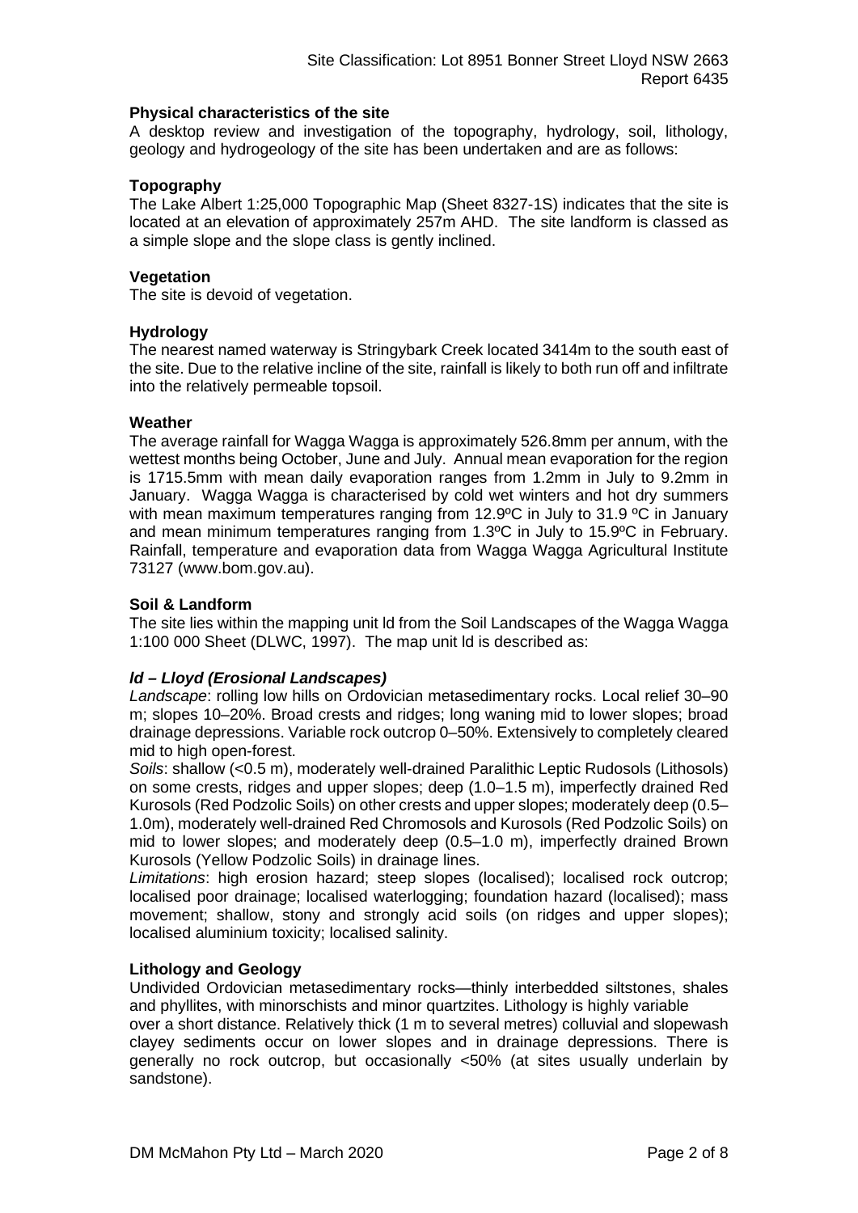**Physical characteristics of the site**

A desktop review and investigation of the topography, hydrology, soil, lithology, geology and hydrogeology of the site has been undertaken and are as follows:

**Topography**

The Lake Albert 1:25,000 Topographic Map (Sheet 8327-1S) indicates that the site is located at an elevation of approximately 257m AHD. The site landform is classed as a simple slope and the slope class is gently inclined.

**Vegetation**

The site is devoid of vegetation.

**Hydrology**

The nearest named waterway is Stringybark Creek located 3414m to the south east of the site. Due to the relative incline of the site, rainfall is likely to both run off and infiltrate into the relatively permeable topsoil.

**Weather**

The average rainfall for Wagga Wagga is approximately 526.8mm per annum, with the wettest months being October, June and July. Annual mean evaporation for the region is 1715.5mm with mean daily evaporation ranges from 1.2mm in July to 9.2mm in January. Wagga Wagga is characterised by cold wet winters and hot dry summers with mean maximum temperatures ranging from 12.9ºC in July to 31.9 ºC in January and mean minimum temperatures ranging from 1.3ºC in July to 15.9ºC in February. Rainfall, temperature and evaporation data from Wagga Wagga Agricultural Institute 73127 (www.bom.gov.au).

**Soil & Landform**

The site lies within the mapping unit ld from the Soil Landscapes of the Wagga Wagga 1:100 000 Sheet (DLWC, 1997). The map unit ld is described as:

***ld – Lloyd (Erosional Landscapes)***

*Landscape*: rolling low hills on Ordovician metasedimentary rocks. Local relief 30–90 m; slopes 10–20%. Broad crests and ridges; long waning mid to lower slopes; broad drainage depressions. Variable rock outcrop 0–50%. Extensively to completely cleared mid to high open-forest.

*Soils*: shallow (<0.5 m), moderately well-drained Paralithic Leptic Rudosols (Lithosols) on some crests, ridges and upper slopes; deep (1.0–1.5 m), imperfectly drained Red Kurosols (Red Podzolic Soils) on other crests and upper slopes; moderately deep (0.5–1.0m), moderately well-drained Red Chromosols and Kurosols (Red Podzolic Soils) on mid to lower slopes; and moderately deep (0.5–1.0 m), imperfectly drained Brown Kurosols (Yellow Podzolic Soils) in drainage lines.

*Limitations*: high erosion hazard; steep slopes (localised); localised rock outcrop; localised poor drainage; localised waterlogging; foundation hazard (localised); mass movement; shallow, stony and strongly acid soils (on ridges and upper slopes); localised aluminium toxicity; localised salinity.

**Lithology and Geology**

Undivided Ordovician metasedimentary rocks—thinly interbedded siltstones, shales and phyllites, with minorschists and minor quartzites. Lithology is highly variable over a short distance. Relatively thick (1 m to several metres) colluvial and slopewash clayey sediments occur on lower slopes and in drainage depressions. There is generally no rock outcrop, but occasionally <50% (at sites usually underlain by sandstone).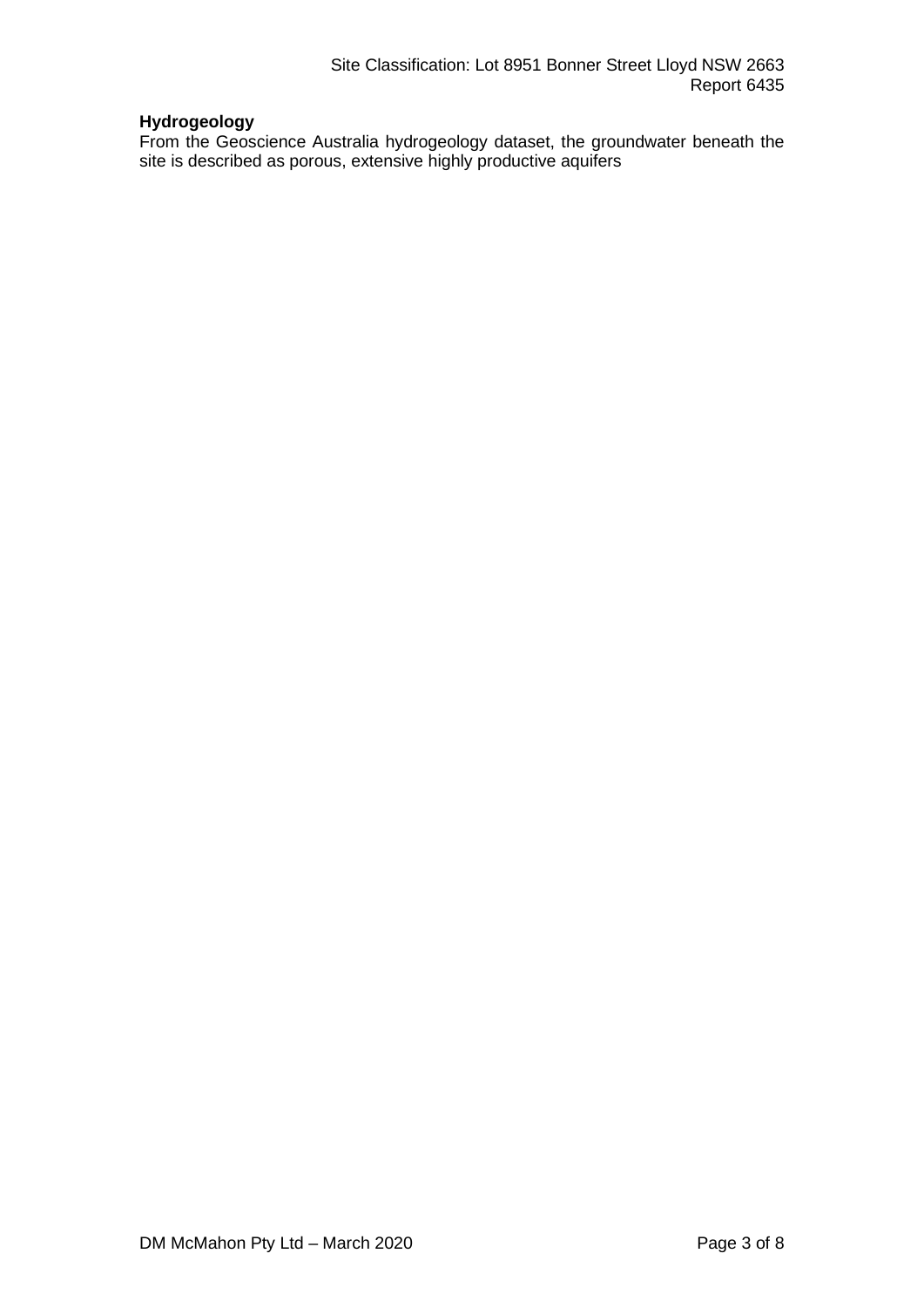**Hydrogeology**

From the Geoscience Australia hydrogeology dataset, the groundwater beneath the site is described as porous, extensive highly productive aquifers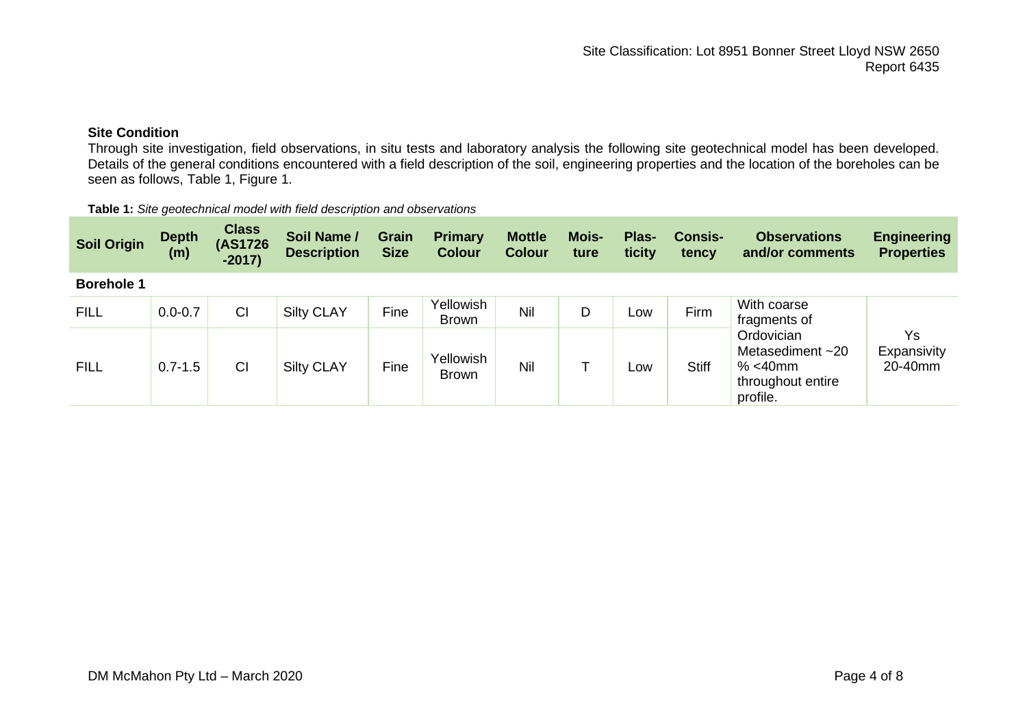## Site Condition

Through site investigation, field observations, in situ tests and laboratory analysis the following site geotechnical model has been developed. Details of the general conditions encountered with a field description of the soil, engineering properties and the location of the boreholes can be seen as follows, Table 1, Figure 1.

**Table 1:** *Site geotechnical model with field description and observations*

| Soil Origin | Depth (m) | Class (AS1726 -2017) | Soil Name / Description | Grain Size | Primary Colour | Mottle Colour | Mois-ture | Plas-ticity | Consis-tency | Observations and/or comments | Engineering Properties |
|---|---|---|---|---|---|---|---|---|---|---|---|
| **Borehole 1** | | | | | | | | | | | |
| FILL | 0.0-0.7 | CI | Silty CLAY | Fine | Yellowish Brown | Nil | D | Low | Firm | With coarse fragments of Ordovician Metasediment ~20 % <40mm throughout entire profile. | Ys Expansivity 20-40mm |
| FILL | 0.7-1.5 | CI | Silty CLAY | Fine | Yellowish Brown | Nil | T | Low | Stiff | | |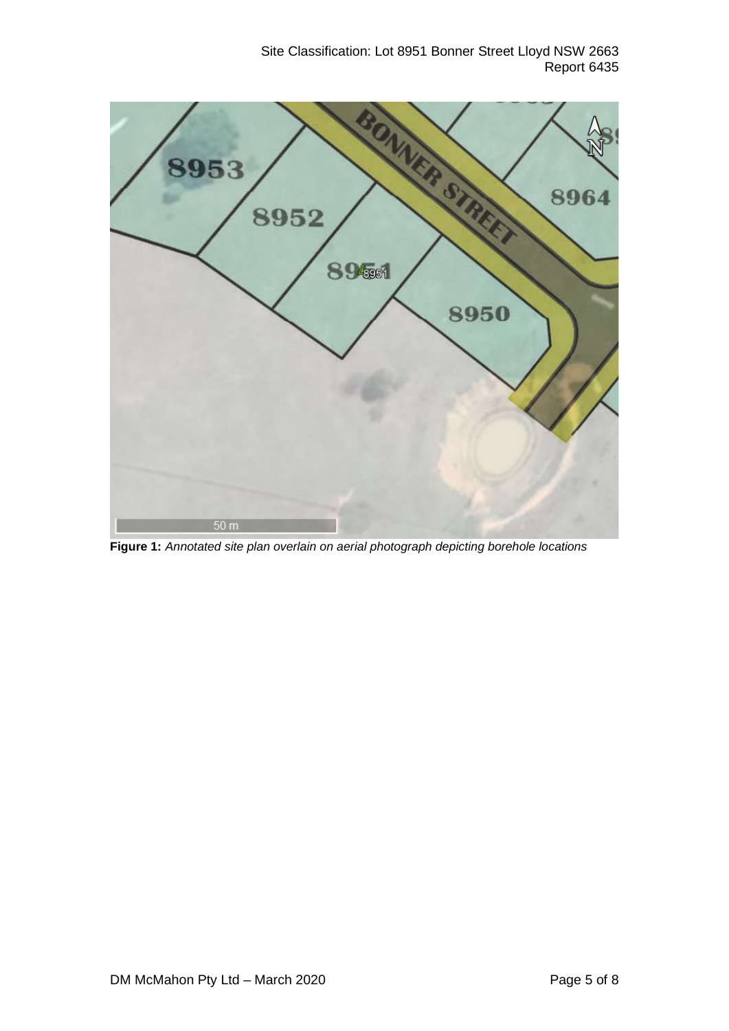**Figure 1:** *Annotated site plan overlain on aerial photograph depicting borehole locations*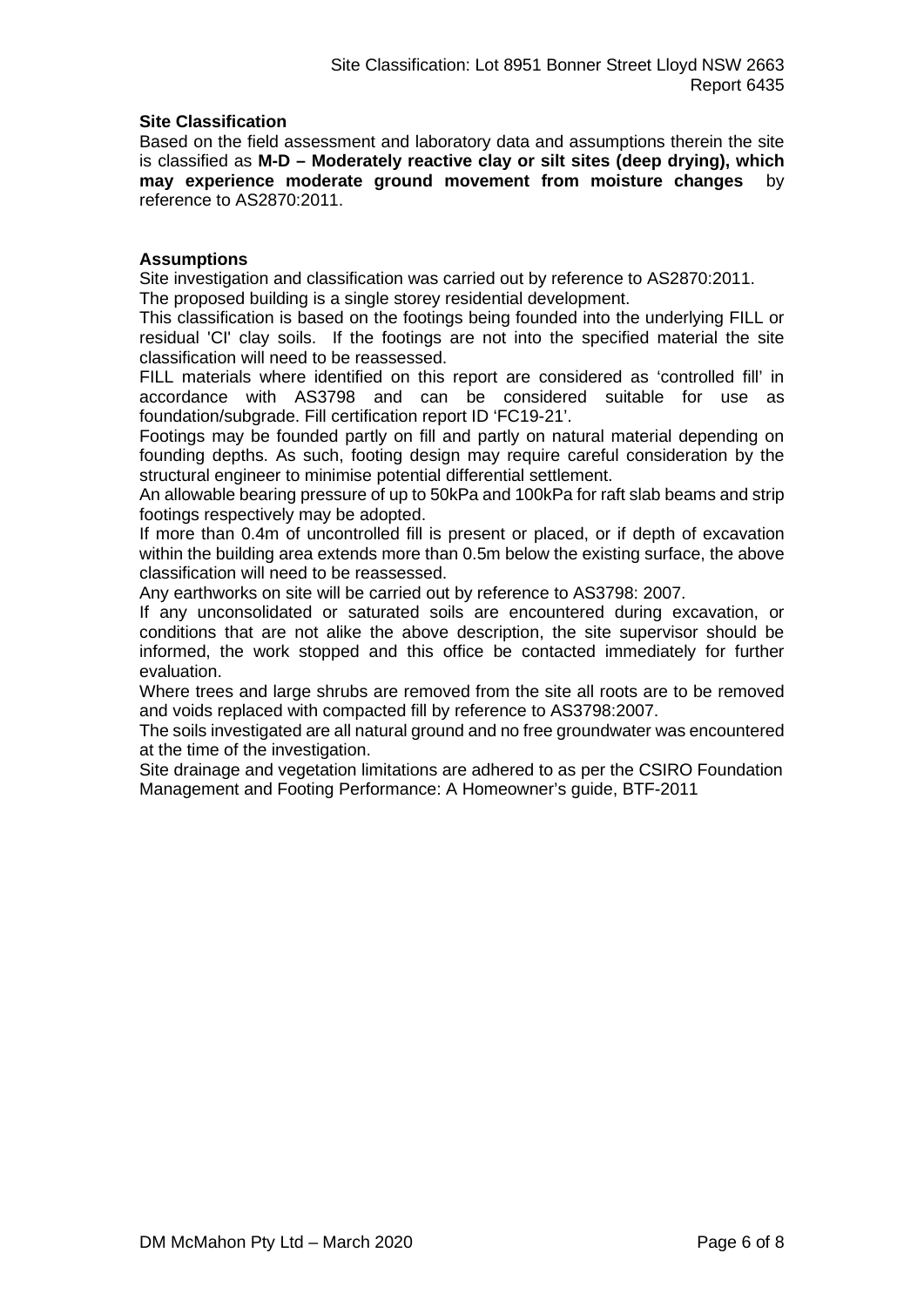## Site Classification

Based on the field assessment and laboratory data and assumptions therein the site is classified as **M-D – Moderately reactive clay or silt sites (deep drying), which may experience moderate ground movement from moisture changes** by reference to AS2870:2011.

## Assumptions

Site investigation and classification was carried out by reference to AS2870:2011.

The proposed building is a single storey residential development.

This classification is based on the footings being founded into the underlying FILL or residual 'CI' clay soils. If the footings are not into the specified material the site classification will need to be reassessed.

FILL materials where identified on this report are considered as 'controlled fill' in accordance with AS3798 and can be considered suitable for use as foundation/subgrade. Fill certification report ID 'FC19-21'.

Footings may be founded partly on fill and partly on natural material depending on founding depths. As such, footing design may require careful consideration by the structural engineer to minimise potential differential settlement.

An allowable bearing pressure of up to 50kPa and 100kPa for raft slab beams and strip footings respectively may be adopted.

If more than 0.4m of uncontrolled fill is present or placed, or if depth of excavation within the building area extends more than 0.5m below the existing surface, the above classification will need to be reassessed.

Any earthworks on site will be carried out by reference to AS3798: 2007.

If any unconsolidated or saturated soils are encountered during excavation, or conditions that are not alike the above description, the site supervisor should be informed, the work stopped and this office be contacted immediately for further evaluation.

Where trees and large shrubs are removed from the site all roots are to be removed and voids replaced with compacted fill by reference to AS3798:2007.

The soils investigated are all natural ground and no free groundwater was encountered at the time of the investigation.

Site drainage and vegetation limitations are adhered to as per the CSIRO Foundation Management and Footing Performance: A Homeowner's guide, BTF-2011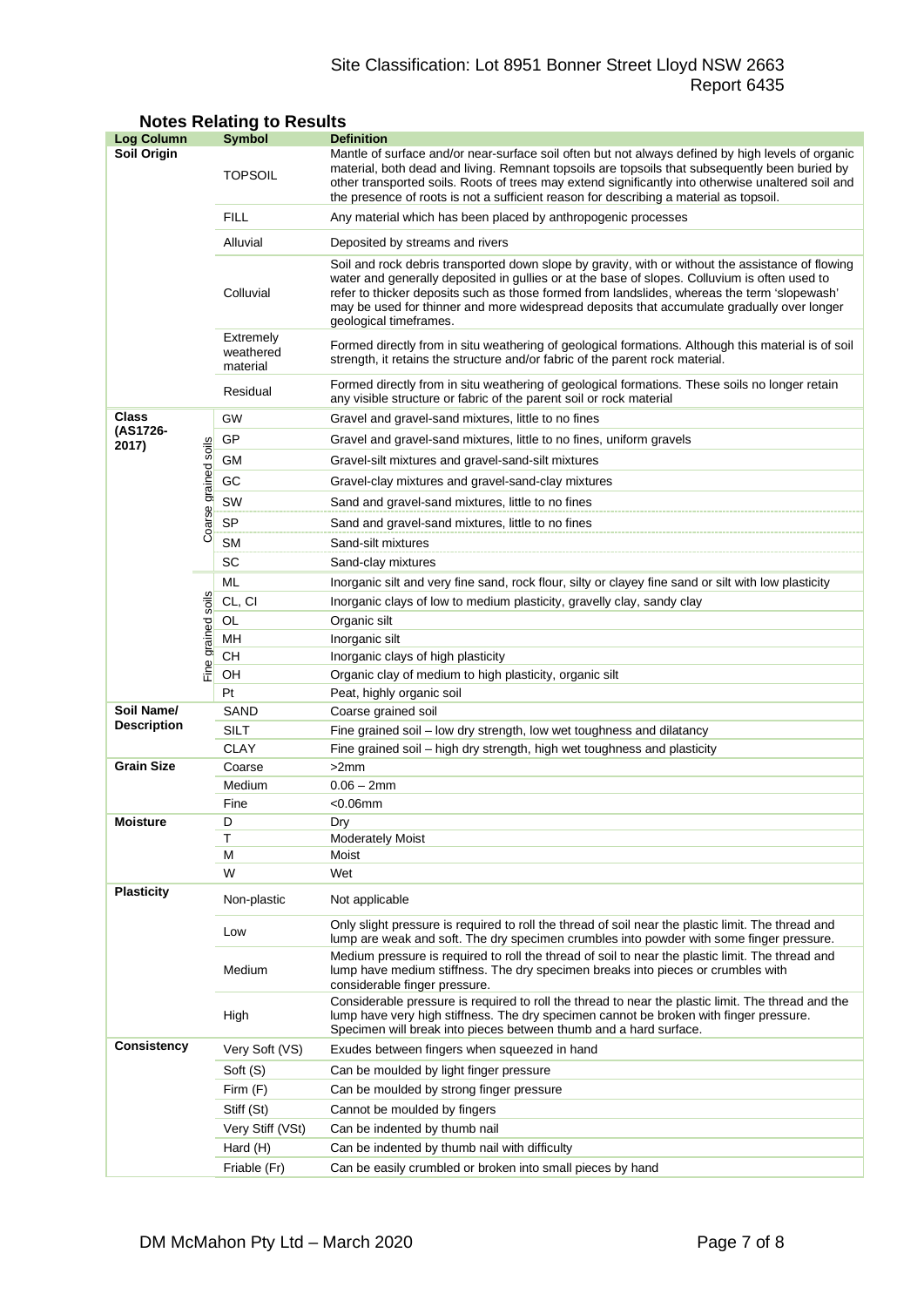## Notes Relating to Results

| Log Column | | Symbol | Definition |
|---|---|---|---|
| **Soil Origin** | | TOPSOIL | Mantle of surface and/or near-surface soil often but not always defined by high levels of organic material, both dead and living. Remnant topsoils are topsoils that subsequently been buried by other transported soils. Roots of trees may extend significantly into otherwise unaltered soil and the presence of roots is not a sufficient reason for describing a material as topsoil. |
| | | FILL | Any material which has been placed by anthropogenic processes |
| | | Alluvial | Deposited by streams and rivers |
| | | Colluvial | Soil and rock debris transported down slope by gravity, with or without the assistance of flowing water and generally deposited in gullies or at the base of slopes. Colluvium is often used to refer to thicker deposits such as those formed from landslides, whereas the term 'slopewash' may be used for thinner and more widespread deposits that accumulate gradually over longer geological timeframes. |
| | | Extremely weathered material | Formed directly from in situ weathering of geological formations. Although this material is of soil strength, it retains the structure and/or fabric of the parent rock material. |
| | | Residual | Formed directly from in situ weathering of geological formations. These soils no longer retain any visible structure or fabric of the parent soil or rock material |
| **Class (AS1726-2017)** | Coarse grained soils | GW | Gravel and gravel-sand mixtures, little to no fines |
| | | GP | Gravel and gravel-sand mixtures, little to no fines, uniform gravels |
| | | GM | Gravel-silt mixtures and gravel-sand-silt mixtures |
| | | GC | Gravel-clay mixtures and gravel-sand-clay mixtures |
| | | SW | Sand and gravel-sand mixtures, little to no fines |
| | | SP | Sand and gravel-sand mixtures, little to no fines |
| | | SM | Sand-silt mixtures |
| | | SC | Sand-clay mixtures |
| | Fine grained soils | ML | Inorganic silt and very fine sand, rock flour, silty or clayey fine sand or silt with low plasticity |
| | | CL, CI | Inorganic clays of low to medium plasticity, gravelly clay, sandy clay |
| | | OL | Organic silt |
| | | MH | Inorganic silt |
| | | CH | Inorganic clays of high plasticity |
| | | OH | Organic clay of medium to high plasticity, organic silt |
| | | Pt | Peat, highly organic soil |
| **Soil Name/ Description** | | SAND | Coarse grained soil |
| | | SILT | Fine grained soil – low dry strength, low wet toughness and dilatancy |
| | | CLAY | Fine grained soil – high dry strength, high wet toughness and plasticity |
| **Grain Size** | | Coarse | >2mm |
| | | Medium | 0.06 – 2mm |
| | | Fine | <0.06mm |
| **Moisture** | | D | Dry |
| | | T | Moderately Moist |
| | | M | Moist |
| | | W | Wet |
| **Plasticity** | | Non-plastic | Not applicable |
| | | Low | Only slight pressure is required to roll the thread of soil near the plastic limit. The thread and lump are weak and soft. The dry specimen crumbles into powder with some finger pressure. |
| | | Medium | Medium pressure is required to roll the thread of soil to near the plastic limit. The thread and lump have medium stiffness. The dry specimen breaks into pieces or crumbles with considerable finger pressure. |
| | | High | Considerable pressure is required to roll the thread to near the plastic limit. The thread and the lump have very high stiffness. The dry specimen cannot be broken with finger pressure. Specimen will break into pieces between thumb and a hard surface. |
| **Consistency** | | Very Soft (VS) | Exudes between fingers when squeezed in hand |
| | | Soft (S) | Can be moulded by light finger pressure |
| | | Firm (F) | Can be moulded by strong finger pressure |
| | | Stiff (St) | Cannot be moulded by fingers |
| | | Very Stiff (VSt) | Can be indented by thumb nail |
| | | Hard (H) | Can be indented by thumb nail with difficulty |
| | | Friable (Fr) | Can be easily crumbled or broken into small pieces by hand |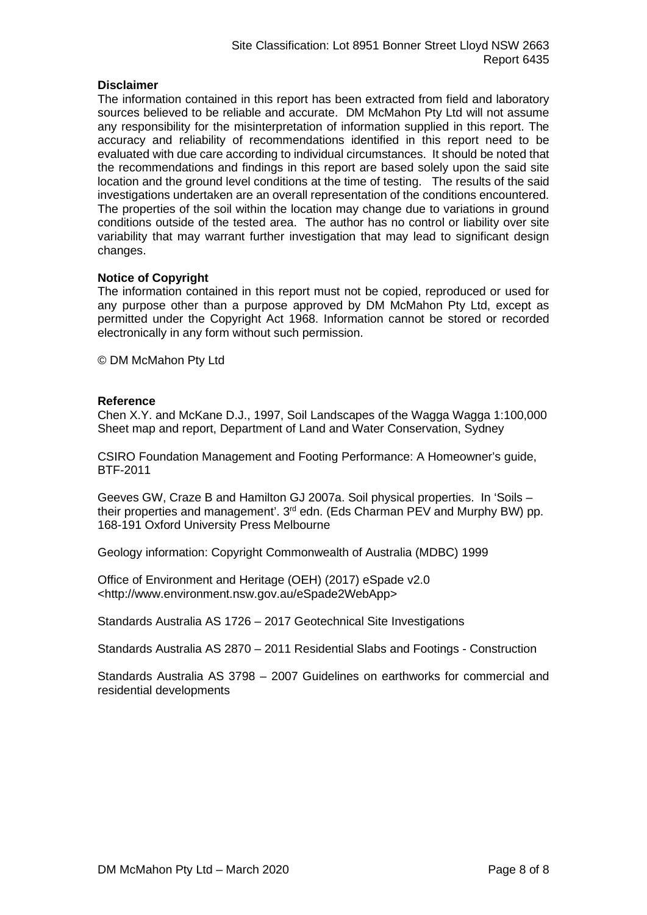### Disclaimer

The information contained in this report has been extracted from field and laboratory sources believed to be reliable and accurate. DM McMahon Pty Ltd will not assume any responsibility for the misinterpretation of information supplied in this report. The accuracy and reliability of recommendations identified in this report need to be evaluated with due care according to individual circumstances. It should be noted that the recommendations and findings in this report are based solely upon the said site location and the ground level conditions at the time of testing. The results of the said investigations undertaken are an overall representation of the conditions encountered. The properties of the soil within the location may change due to variations in ground conditions outside of the tested area. The author has no control or liability over site variability that may warrant further investigation that may lead to significant design changes.

### Notice of Copyright

The information contained in this report must not be copied, reproduced or used for any purpose other than a purpose approved by DM McMahon Pty Ltd, except as permitted under the Copyright Act 1968. Information cannot be stored or recorded electronically in any form without such permission.

© DM McMahon Pty Ltd

### Reference

Chen X.Y. and McKane D.J., 1997, Soil Landscapes of the Wagga Wagga 1:100,000 Sheet map and report, Department of Land and Water Conservation, Sydney

CSIRO Foundation Management and Footing Performance: A Homeowner's guide, BTF-2011

Geeves GW, Craze B and Hamilton GJ 2007a. Soil physical properties. In 'Soils – their properties and management'. 3rd edn. (Eds Charman PEV and Murphy BW) pp. 168-191 Oxford University Press Melbourne

Geology information: Copyright Commonwealth of Australia (MDBC) 1999

Office of Environment and Heritage (OEH) (2017) eSpade v2.0 <http://www.environment.nsw.gov.au/eSpade2WebApp>

Standards Australia AS 1726 – 2017 Geotechnical Site Investigations

Standards Australia AS 2870 – 2011 Residential Slabs and Footings - Construction

Standards Australia AS 3798 – 2007 Guidelines on earthworks for commercial and residential developments